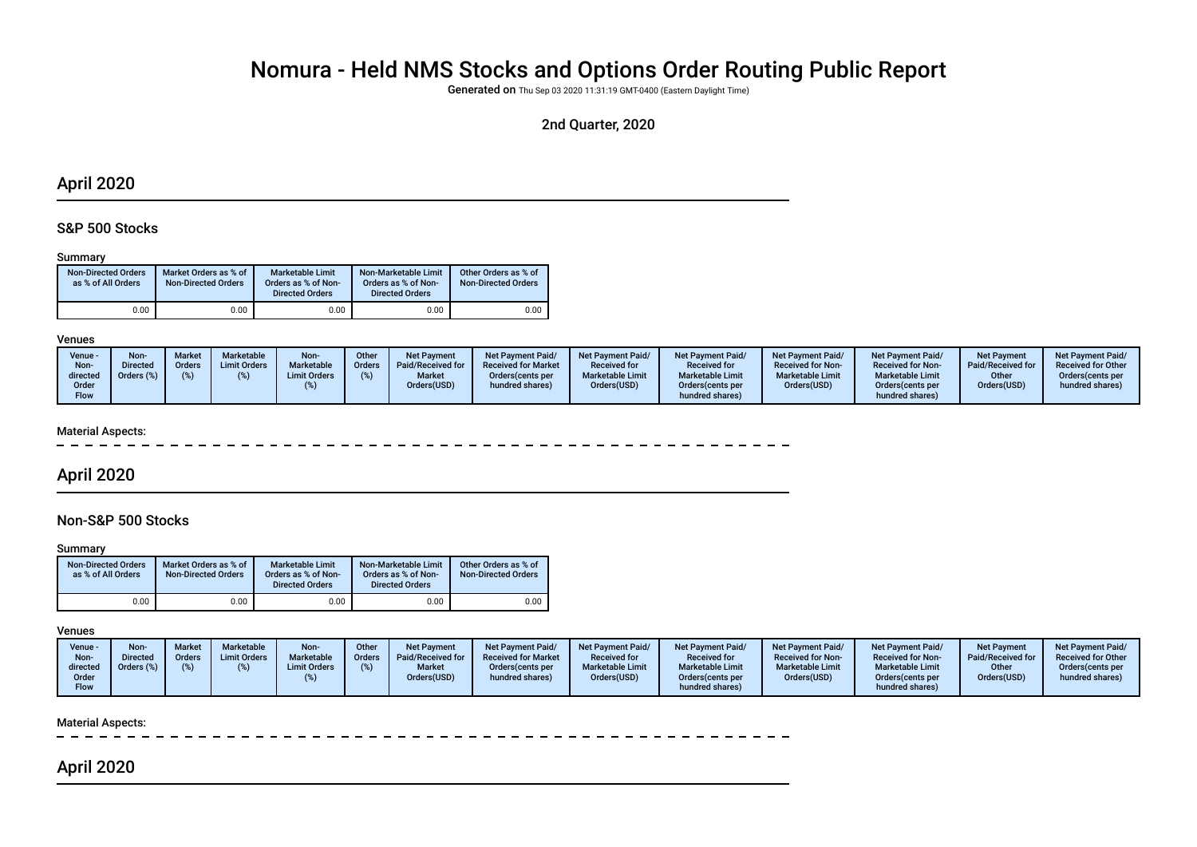# Nomura - Held NMS Stocks and Options Order Routing Public Report

**Generated on** Thu Sep 03 2020 11:31:19 GMT-0400 (Eastern Daylight Time)

2nd Quarter, 2020

## April 2020

### S&P 500 Stocks

Summary

| Non-Directed Orders as % of All Orders | Market Orders as % of Non-Directed Orders | Marketable Limit Orders as % of Non-Directed Orders | Non-Marketable Limit Orders as % of Non-Directed Orders | Other Orders as % of Non-Directed Orders |
|---|---|---|---|---|
| 0.00 | 0.00 | 0.00 | 0.00 | 0.00 |

Venues

| Venue - Non-directed Order Flow | Non-Directed Orders (%) | Market Orders (%) | Marketable Limit Orders (%) | Non-Marketable Limit Orders (%) | Other Orders (%) | Net Payment Paid/Received for Market Orders(USD) | Net Payment Paid/ Received for Market Orders(cents per hundred shares) | Net Payment Paid/ Received for Marketable Limit Orders(USD) | Net Payment Paid/ Received for Marketable Limit Orders(cents per hundred shares) | Net Payment Paid/ Received for Non-Marketable Limit Orders(USD) | Net Payment Paid/ Received for Non-Marketable Limit Orders(cents per hundred shares) | Net Payment Paid/Received for Other Orders(USD) | Net Payment Paid/ Received for Other Orders(cents per hundred shares) |
|---|---|---|---|---|---|---|---|---|---|---|---|---|---|

Material Aspects:

## April 2020

### Non-S&P 500 Stocks

Summary

| Non-Directed Orders as % of All Orders | Market Orders as % of Non-Directed Orders | Marketable Limit Orders as % of Non-Directed Orders | Non-Marketable Limit Orders as % of Non-Directed Orders | Other Orders as % of Non-Directed Orders |
|---|---|---|---|---|
| 0.00 | 0.00 | 0.00 | 0.00 | 0.00 |

Venues

| Venue - Non-directed Order Flow | Non-Directed Orders (%) | Market Orders (%) | Marketable Limit Orders (%) | Non-Marketable Limit Orders (%) | Other Orders (%) | Net Payment Paid/Received for Market Orders(USD) | Net Payment Paid/ Received for Market Orders(cents per hundred shares) | Net Payment Paid/ Received for Marketable Limit Orders(USD) | Net Payment Paid/ Received for Marketable Limit Orders(cents per hundred shares) | Net Payment Paid/ Received for Non-Marketable Limit Orders(USD) | Net Payment Paid/ Received for Non-Marketable Limit Orders(cents per hundred shares) | Net Payment Paid/Received for Other Orders(USD) | Net Payment Paid/ Received for Other Orders(cents per hundred shares) |
|---|---|---|---|---|---|---|---|---|---|---|---|---|---|

Material Aspects:

## April 2020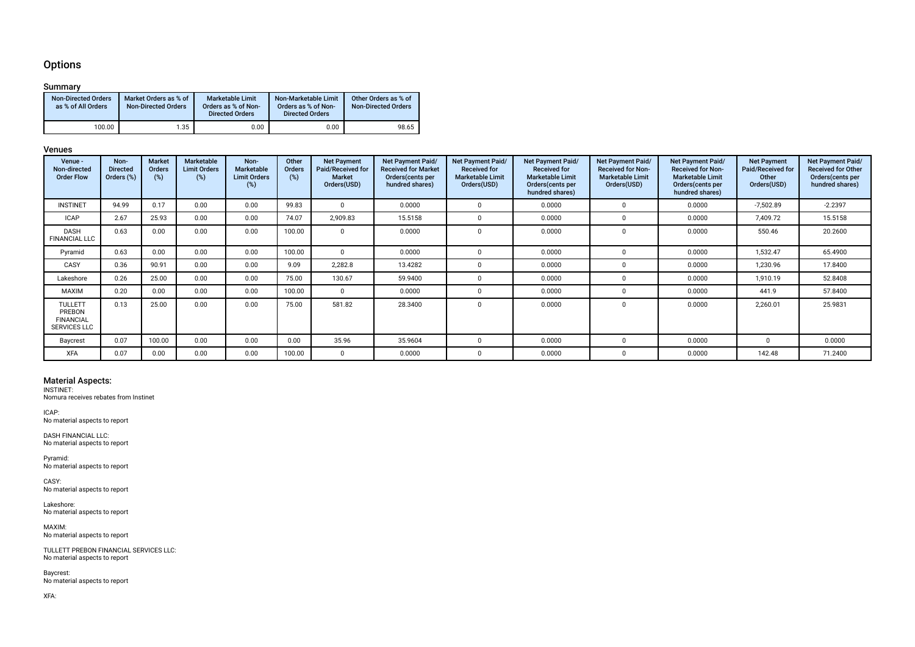## Options

### Summary

| Non-Directed Orders as % of All Orders | Market Orders as % of Non-Directed Orders | Marketable Limit Orders as % of Non-Directed Orders | Non-Marketable Limit Orders as % of Non-Directed Orders | Other Orders as % of Non-Directed Orders |
|---|---|---|---|---|
| 100.00 | 1.35 | 0.00 | 0.00 | 98.65 |

### Venues

| Venue - Non-directed Order Flow | Non-Directed Orders (%) | Market Orders (%) | Marketable Limit Orders (%) | Non-Marketable Limit Orders (%) | Other Orders (%) | Net Payment Paid/Received for Market Orders(USD) | Net Payment Paid/ Received for Market Orders(cents per hundred shares) | Net Payment Paid/ Received for Marketable Limit Orders(USD) | Net Payment Paid/ Received for Marketable Limit Orders(cents per hundred shares) | Net Payment Paid/ Received for Non-Marketable Limit Orders(USD) | Net Payment Paid/ Received for Non-Marketable Limit Orders(cents per hundred shares) | Net Payment Paid/Received for Other Orders(USD) | Net Payment Paid/ Received for Other Orders(cents per hundred shares) |
|---|---|---|---|---|---|---|---|---|---|---|---|---|---|
| INSTINET | 94.99 | 0.17 | 0.00 | 0.00 | 99.83 | 0 | 0.0000 | 0 | 0.0000 | 0 | 0.0000 | -7,502.89 | -2.2397 |
| ICAP | 2.67 | 25.93 | 0.00 | 0.00 | 74.07 | 2,909.83 | 15.5158 | 0 | 0.0000 | 0 | 0.0000 | 7,409.72 | 15.5158 |
| DASH FINANCIAL LLC | 0.63 | 0.00 | 0.00 | 0.00 | 100.00 | 0 | 0.0000 | 0 | 0.0000 | 0 | 0.0000 | 550.46 | 20.2600 |
| Pyramid | 0.63 | 0.00 | 0.00 | 0.00 | 100.00 | 0 | 0.0000 | 0 | 0.0000 | 0 | 0.0000 | 1,532.47 | 65.4900 |
| CASY | 0.36 | 90.91 | 0.00 | 0.00 | 9.09 | 2,282.8 | 13.4282 | 0 | 0.0000 | 0 | 0.0000 | 1,230.96 | 17.8400 |
| Lakeshore | 0.26 | 25.00 | 0.00 | 0.00 | 75.00 | 130.67 | 59.9400 | 0 | 0.0000 | 0 | 0.0000 | 1,910.19 | 52.8408 |
| MAXIM | 0.20 | 0.00 | 0.00 | 0.00 | 100.00 | 0 | 0.0000 | 0 | 0.0000 | 0 | 0.0000 | 441.9 | 57.8400 |
| TULLETT PREBON FINANCIAL SERVICES LLC | 0.13 | 25.00 | 0.00 | 0.00 | 75.00 | 581.82 | 28.3400 | 0 | 0.0000 | 0 | 0.0000 | 2,260.01 | 25.9831 |
| Baycrest | 0.07 | 100.00 | 0.00 | 0.00 | 0.00 | 35.96 | 35.9604 | 0 | 0.0000 | 0 | 0.0000 | 0 | 0.0000 |
| XFA | 0.07 | 0.00 | 0.00 | 0.00 | 100.00 | 0 | 0.0000 | 0 | 0.0000 | 0 | 0.0000 | 142.48 | 71.2400 |

### Material Aspects:

INSTINET:
Nomura receives rebates from Instinet

ICAP:
No material aspects to report

DASH FINANCIAL LLC:
No material aspects to report

Pyramid:
No material aspects to report

CASY:
No material aspects to report

Lakeshore:
No material aspects to report

MAXIM:
No material aspects to report

TULLETT PREBON FINANCIAL SERVICES LLC:
No material aspects to report

Baycrest:
No material aspects to report

XFA: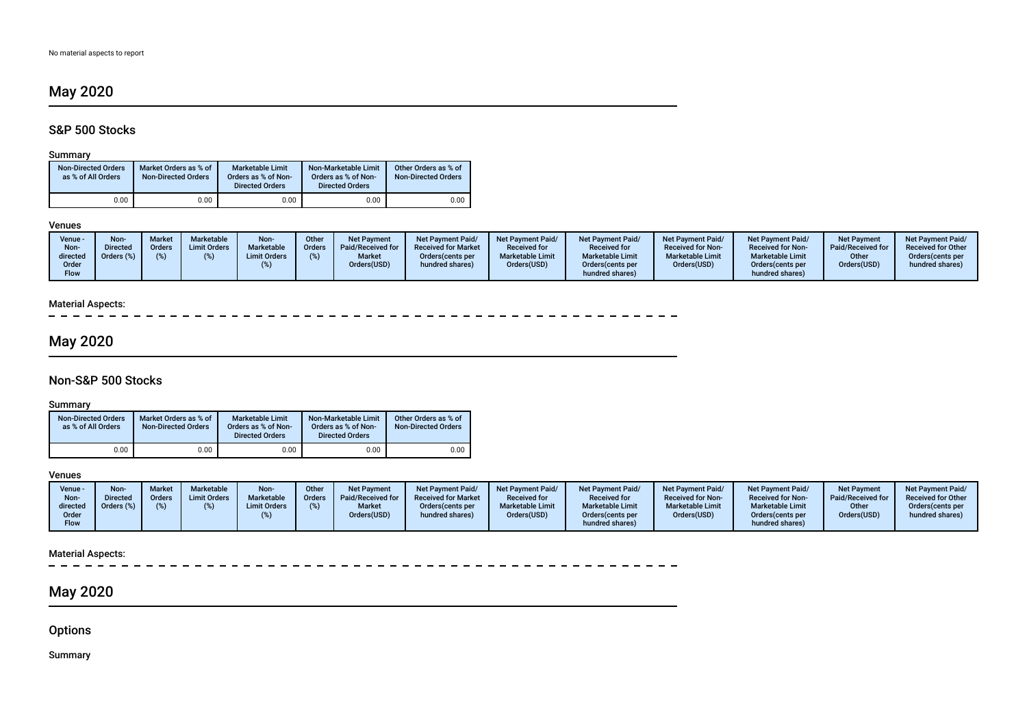No material aspects to report

## May 2020

### S&P 500 Stocks

Summary

| Non-Directed Orders as % of All Orders | Market Orders as % of Non-Directed Orders | Marketable Limit Orders as % of Non-Directed Orders | Non-Marketable Limit Orders as % of Non-Directed Orders | Other Orders as % of Non-Directed Orders |
|---|---|---|---|---|
| 0.00 | 0.00 | 0.00 | 0.00 | 0.00 |

Venues

| Venue - Non-directed Order Flow | Non-Directed Orders (%) | Market Orders (%) | Marketable Limit Orders (%) | Non-Marketable Limit Orders (%) | Other Orders (%) | Net Payment Paid/Received for Market Orders(USD) | Net Payment Paid/ Received for Market Orders(cents per hundred shares) | Net Payment Paid/ Received for Marketable Limit Orders(USD) | Net Payment Paid/ Received for Marketable Limit Orders(cents per hundred shares) | Net Payment Paid/ Received for Non-Marketable Limit Orders(USD) | Net Payment Paid/ Received for Non-Marketable Limit Orders(cents per hundred shares) | Net Payment Paid/Received for Other Orders(USD) | Net Payment Paid/ Received for Other Orders(cents per hundred shares) |
|---|---|---|---|---|---|---|---|---|---|---|---|---|---|

Material Aspects:

## May 2020

### Non-S&P 500 Stocks

Summary

| Non-Directed Orders as % of All Orders | Market Orders as % of Non-Directed Orders | Marketable Limit Orders as % of Non-Directed Orders | Non-Marketable Limit Orders as % of Non-Directed Orders | Other Orders as % of Non-Directed Orders |
|---|---|---|---|---|
| 0.00 | 0.00 | 0.00 | 0.00 | 0.00 |

Venues

| Venue - Non-directed Order Flow | Non-Directed Orders (%) | Market Orders (%) | Marketable Limit Orders (%) | Non-Marketable Limit Orders (%) | Other Orders (%) | Net Payment Paid/Received for Market Orders(USD) | Net Payment Paid/ Received for Market Orders(cents per hundred shares) | Net Payment Paid/ Received for Marketable Limit Orders(USD) | Net Payment Paid/ Received for Marketable Limit Orders(cents per hundred shares) | Net Payment Paid/ Received for Non-Marketable Limit Orders(USD) | Net Payment Paid/ Received for Non-Marketable Limit Orders(cents per hundred shares) | Net Payment Paid/Received for Other Orders(USD) | Net Payment Paid/ Received for Other Orders(cents per hundred shares) |
|---|---|---|---|---|---|---|---|---|---|---|---|---|---|

Material Aspects:

## May 2020

### Options

Summary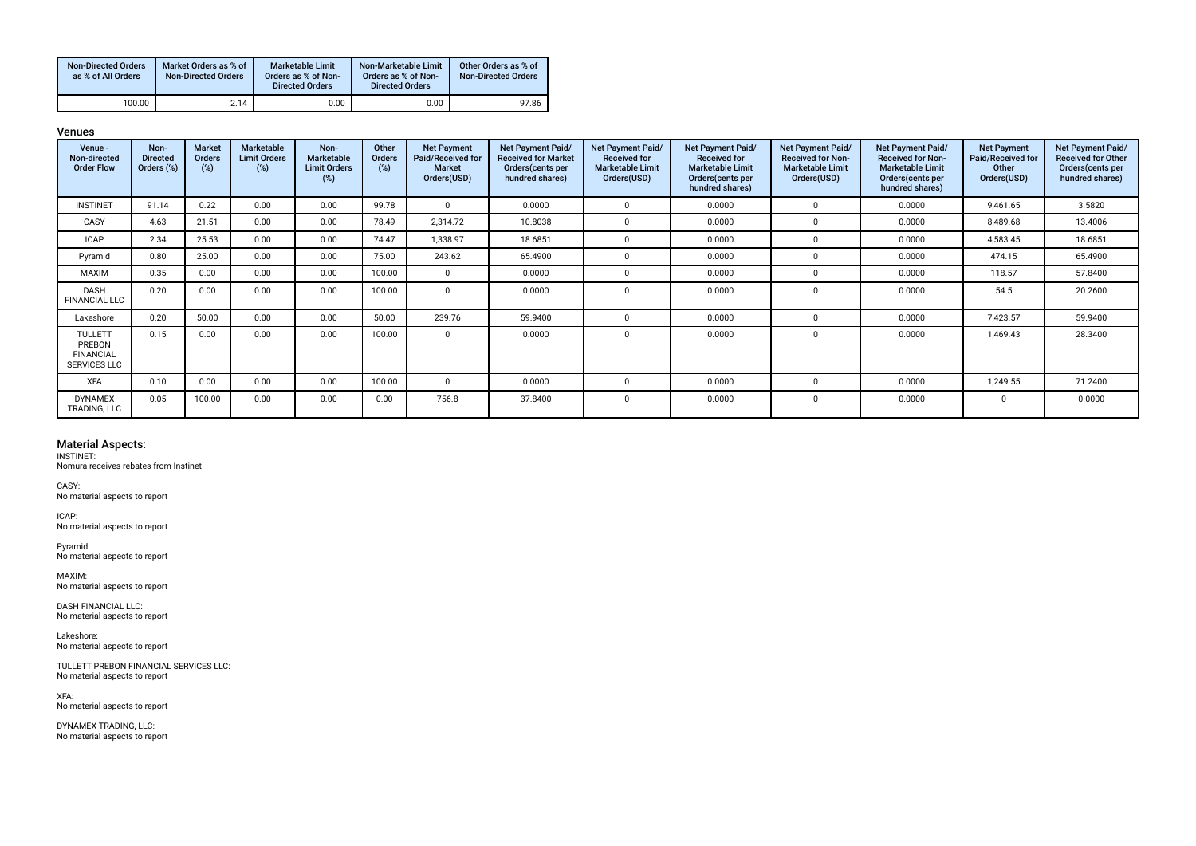| Non-Directed Orders as % of All Orders | Market Orders as % of Non-Directed Orders | Marketable Limit Orders as % of Non-Directed Orders | Non-Marketable Limit Orders as % of Non-Directed Orders | Other Orders as % of Non-Directed Orders |
|---|---|---|---|---|
| 100.00 | 2.14 | 0.00 | 0.00 | 97.86 |

## Venues

| Venue - Non-directed Order Flow | Non-Directed Orders (%) | Market Orders (%) | Marketable Limit Orders (%) | Non-Marketable Limit Orders (%) | Other Orders (%) | Net Payment Paid/Received for Market Orders(USD) | Net Payment Paid/ Received for Market Orders(cents per hundred shares) | Net Payment Paid/ Received for Marketable Limit Orders(USD) | Net Payment Paid/ Received for Marketable Limit Orders(cents per hundred shares) | Net Payment Paid/ Received for Non-Marketable Limit Orders(USD) | Net Payment Paid/ Received for Non-Marketable Limit Orders(cents per hundred shares) | Net Payment Paid/Received for Other Orders(USD) | Net Payment Paid/ Received for Other Orders(cents per hundred shares) |
|---|---|---|---|---|---|---|---|---|---|---|---|---|---|
| INSTINET | 91.14 | 0.22 | 0.00 | 0.00 | 99.78 | 0 | 0.0000 | 0 | 0.0000 | 0 | 0.0000 | 9,461.65 | 3.5820 |
| CASY | 4.63 | 21.51 | 0.00 | 0.00 | 78.49 | 2,314.72 | 10.8038 | 0 | 0.0000 | 0 | 0.0000 | 8,489.68 | 13.4006 |
| ICAP | 2.34 | 25.53 | 0.00 | 0.00 | 74.47 | 1,338.97 | 18.6851 | 0 | 0.0000 | 0 | 0.0000 | 4,583.45 | 18.6851 |
| Pyramid | 0.80 | 25.00 | 0.00 | 0.00 | 75.00 | 243.62 | 65.4900 | 0 | 0.0000 | 0 | 0.0000 | 474.15 | 65.4900 |
| MAXIM | 0.35 | 0.00 | 0.00 | 0.00 | 100.00 | 0 | 0.0000 | 0 | 0.0000 | 0 | 0.0000 | 118.57 | 57.8400 |
| DASH FINANCIAL LLC | 0.20 | 0.00 | 0.00 | 0.00 | 100.00 | 0 | 0.0000 | 0 | 0.0000 | 0 | 0.0000 | 54.5 | 20.2600 |
| Lakeshore | 0.20 | 50.00 | 0.00 | 0.00 | 50.00 | 239.76 | 59.9400 | 0 | 0.0000 | 0 | 0.0000 | 7,423.57 | 59.9400 |
| TULLETT PREBON FINANCIAL SERVICES LLC | 0.15 | 0.00 | 0.00 | 0.00 | 100.00 | 0 | 0.0000 | 0 | 0.0000 | 0 | 0.0000 | 1,469.43 | 28.3400 |
| XFA | 0.10 | 0.00 | 0.00 | 0.00 | 100.00 | 0 | 0.0000 | 0 | 0.0000 | 0 | 0.0000 | 1,249.55 | 71.2400 |
| DYNAMEX TRADING, LLC | 0.05 | 100.00 | 0.00 | 0.00 | 0.00 | 756.8 | 37.8400 | 0 | 0.0000 | 0 | 0.0000 | 0 | 0.0000 |

## Material Aspects:

INSTINET:
Nomura receives rebates from Instinet

CASY:
No material aspects to report

ICAP:
No material aspects to report

Pyramid:
No material aspects to report

MAXIM:
No material aspects to report

DASH FINANCIAL LLC:
No material aspects to report

Lakeshore:
No material aspects to report

TULLETT PREBON FINANCIAL SERVICES LLC:
No material aspects to report

XFA:
No material aspects to report

DYNAMEX TRADING, LLC:
No material aspects to report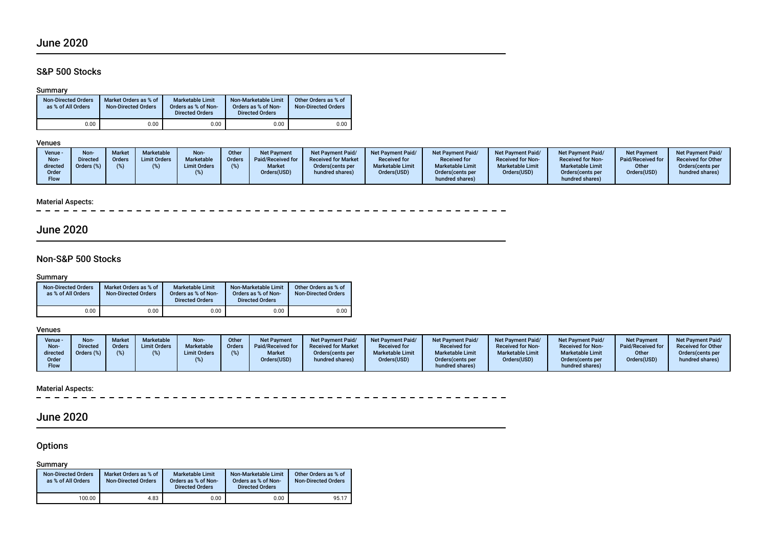## June 2020

### S&P 500 Stocks

#### Summary

| Non-Directed Orders as % of All Orders | Market Orders as % of Non-Directed Orders | Marketable Limit Orders as % of Non-Directed Orders | Non-Marketable Limit Orders as % of Non-Directed Orders | Other Orders as % of Non-Directed Orders |
|---|---|---|---|---|
| 0.00 | 0.00 | 0.00 | 0.00 | 0.00 |

#### Venues

| Venue - Non-directed Order Flow | Non-Directed Orders (%) | Market Orders (%) | Marketable Limit Orders (%) | Non-Marketable Limit Orders (%) | Other Orders (%) | Net Payment Paid/Received for Market Orders(USD) | Net Payment Paid/ Received for Market Orders(cents per hundred shares) | Net Payment Paid/ Received for Marketable Limit Orders(USD) | Net Payment Paid/ Received for Marketable Limit Orders(cents per hundred shares) | Net Payment Paid/ Received for Non-Marketable Limit Orders(USD) | Net Payment Paid/ Received for Non-Marketable Limit Orders(cents per hundred shares) | Net Payment Paid/Received for Other Orders(USD) | Net Payment Paid/ Received for Other Orders(cents per hundred shares) |
|---|---|---|---|---|---|---|---|---|---|---|---|---|---|

#### Material Aspects:

## June 2020

### Non-S&P 500 Stocks

#### Summary

| Non-Directed Orders as % of All Orders | Market Orders as % of Non-Directed Orders | Marketable Limit Orders as % of Non-Directed Orders | Non-Marketable Limit Orders as % of Non-Directed Orders | Other Orders as % of Non-Directed Orders |
|---|---|---|---|---|
| 0.00 | 0.00 | 0.00 | 0.00 | 0.00 |

#### Venues

| Venue - Non-directed Order Flow | Non-Directed Orders (%) | Market Orders (%) | Marketable Limit Orders (%) | Non-Marketable Limit Orders (%) | Other Orders (%) | Net Payment Paid/Received for Market Orders(USD) | Net Payment Paid/ Received for Market Orders(cents per hundred shares) | Net Payment Paid/ Received for Marketable Limit Orders(USD) | Net Payment Paid/ Received for Marketable Limit Orders(cents per hundred shares) | Net Payment Paid/ Received for Non-Marketable Limit Orders(USD) | Net Payment Paid/ Received for Non-Marketable Limit Orders(cents per hundred shares) | Net Payment Paid/Received for Other Orders(USD) | Net Payment Paid/ Received for Other Orders(cents per hundred shares) |
|---|---|---|---|---|---|---|---|---|---|---|---|---|---|

#### Material Aspects:

## June 2020

### Options

#### Summary

| Non-Directed Orders as % of All Orders | Market Orders as % of Non-Directed Orders | Marketable Limit Orders as % of Non-Directed Orders | Non-Marketable Limit Orders as % of Non-Directed Orders | Other Orders as % of Non-Directed Orders |
|---|---|---|---|---|
| 100.00 | 4.83 | 0.00 | 0.00 | 95.17 |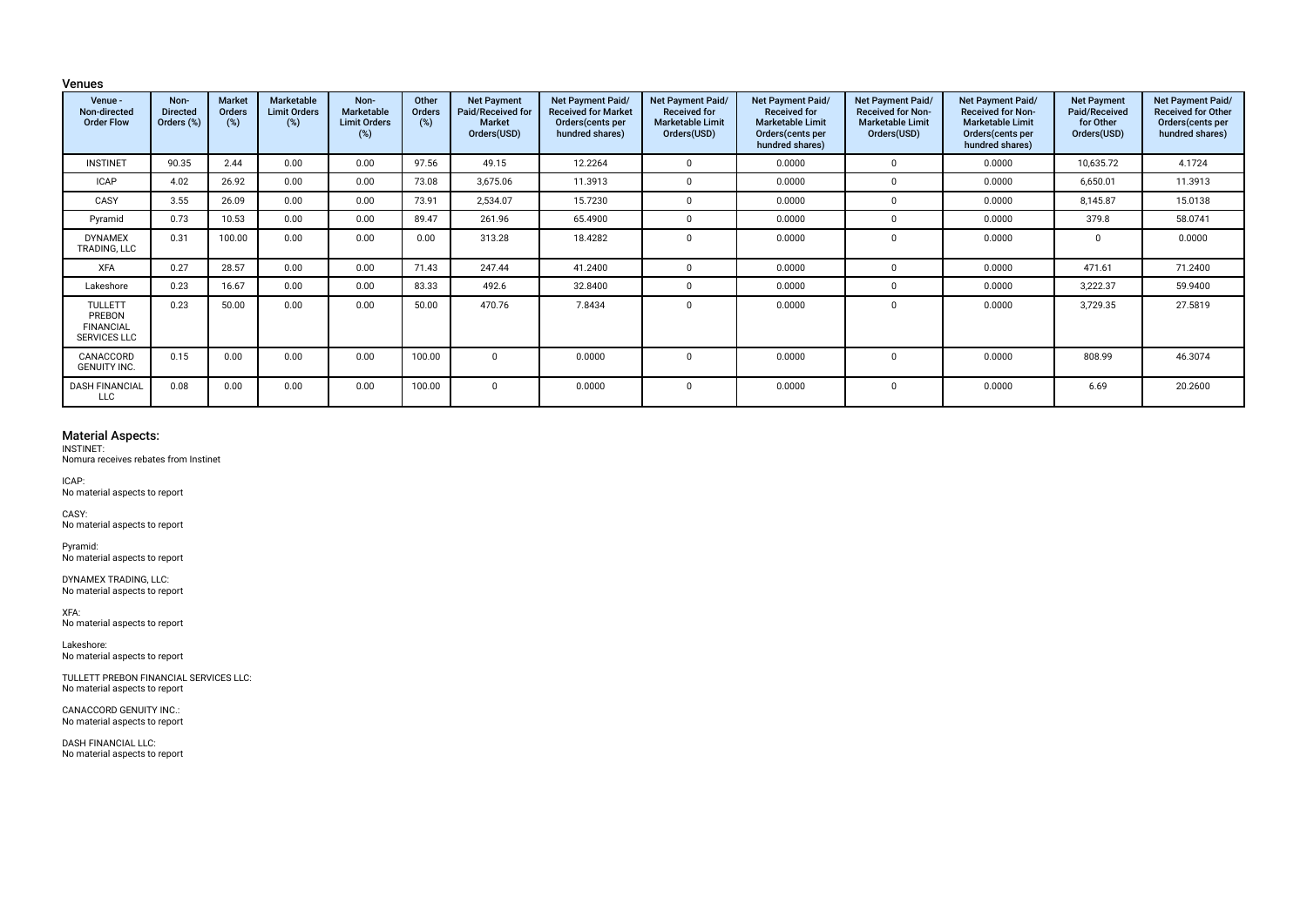## Venues

| Venue - Non-directed Order Flow | Non-Directed Orders (%) | Market Orders (%) | Marketable Limit Orders (%) | Non-Marketable Limit Orders (%) | Other Orders (%) | Net Payment Paid/Received for Market Orders(USD) | Net Payment Paid/ Received for Market Orders(cents per hundred shares) | Net Payment Paid/ Received for Marketable Limit Orders(USD) | Net Payment Paid/ Received for Marketable Limit Orders(cents per hundred shares) | Net Payment Paid/ Received for Non-Marketable Limit Orders(USD) | Net Payment Paid/ Received for Non-Marketable Limit Orders(cents per hundred shares) | Net Payment Paid/Received for Other Orders(USD) | Net Payment Paid/ Received for Other Orders(cents per hundred shares) |
|---|---|---|---|---|---|---|---|---|---|---|---|---|---|
| INSTINET | 90.35 | 2.44 | 0.00 | 0.00 | 97.56 | 49.15 | 12.2264 | 0 | 0.0000 | 0 | 0.0000 | 10,635.72 | 4.1724 |
| ICAP | 4.02 | 26.92 | 0.00 | 0.00 | 73.08 | 3,675.06 | 11.3913 | 0 | 0.0000 | 0 | 0.0000 | 6,650.01 | 11.3913 |
| CASY | 3.55 | 26.09 | 0.00 | 0.00 | 73.91 | 2,534.07 | 15.7230 | 0 | 0.0000 | 0 | 0.0000 | 8,145.87 | 15.0138 |
| Pyramid | 0.73 | 10.53 | 0.00 | 0.00 | 89.47 | 261.96 | 65.4900 | 0 | 0.0000 | 0 | 0.0000 | 379.8 | 58.0741 |
| DYNAMEX TRADING, LLC | 0.31 | 100.00 | 0.00 | 0.00 | 0.00 | 313.28 | 18.4282 | 0 | 0.0000 | 0 | 0.0000 | 0 | 0.0000 |
| XFA | 0.27 | 28.57 | 0.00 | 0.00 | 71.43 | 247.44 | 41.2400 | 0 | 0.0000 | 0 | 0.0000 | 471.61 | 71.2400 |
| Lakeshore | 0.23 | 16.67 | 0.00 | 0.00 | 83.33 | 492.6 | 32.8400 | 0 | 0.0000 | 0 | 0.0000 | 3,222.37 | 59.9400 |
| TULLETT PREBON FINANCIAL SERVICES LLC | 0.23 | 50.00 | 0.00 | 0.00 | 50.00 | 470.76 | 7.8434 | 0 | 0.0000 | 0 | 0.0000 | 3,729.35 | 27.5819 |
| CANACCORD GENUITY INC. | 0.15 | 0.00 | 0.00 | 0.00 | 100.00 | 0 | 0.0000 | 0 | 0.0000 | 0 | 0.0000 | 808.99 | 46.3074 |
| DASH FINANCIAL LLC | 0.08 | 0.00 | 0.00 | 0.00 | 100.00 | 0 | 0.0000 | 0 | 0.0000 | 0 | 0.0000 | 6.69 | 20.2600 |

## Material Aspects:

INSTINET:
Nomura receives rebates from Instinet

ICAP:
No material aspects to report

CASY:
No material aspects to report

Pyramid:
No material aspects to report

DYNAMEX TRADING, LLC:
No material aspects to report

XFA:
No material aspects to report

Lakeshore:
No material aspects to report

TULLETT PREBON FINANCIAL SERVICES LLC:
No material aspects to report

CANACCORD GENUITY INC.:
No material aspects to report

DASH FINANCIAL LLC:
No material aspects to report